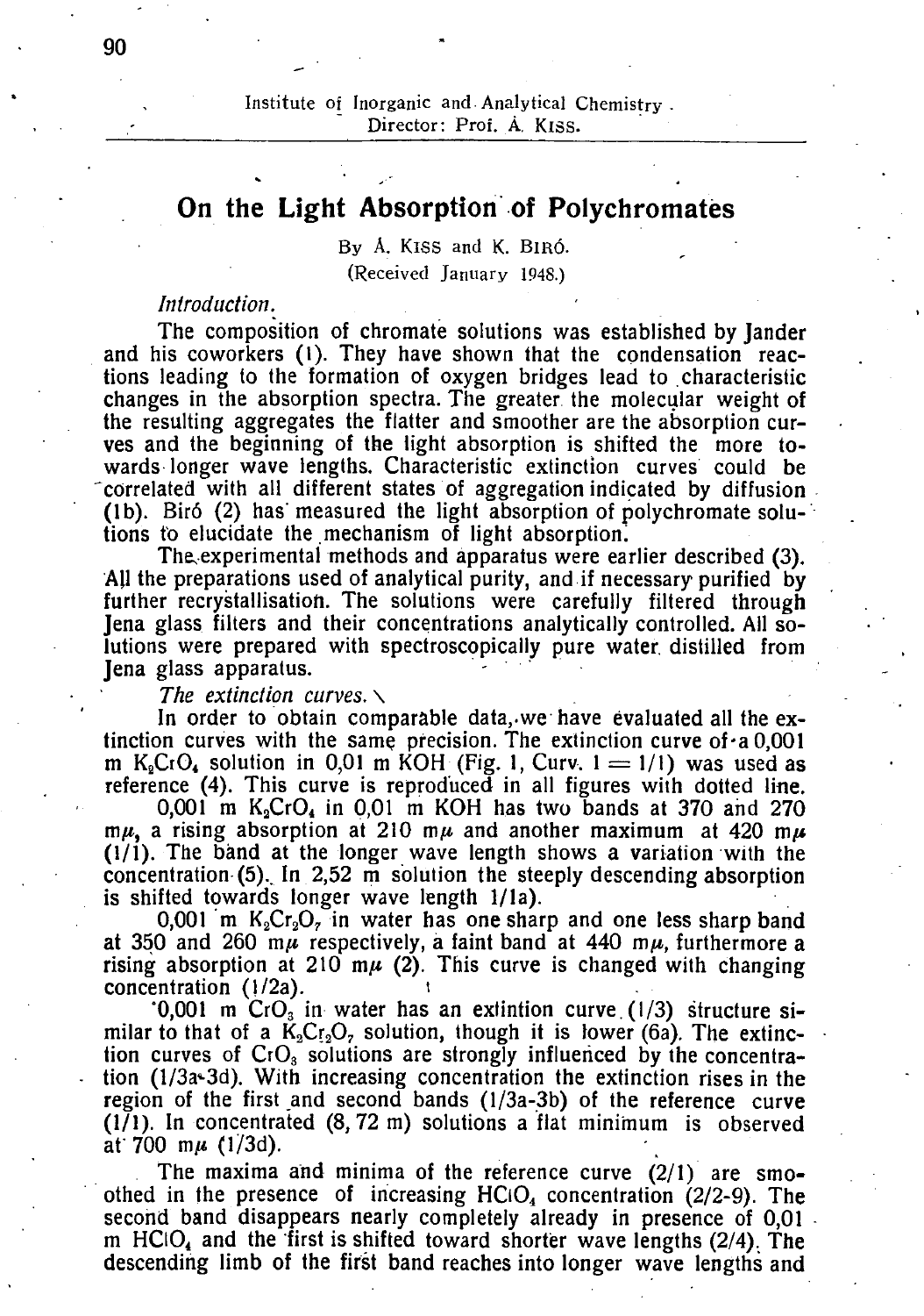Institute of Inorganic and Analytical Chemistry.
Director: Prof. Á. Kiss.

# On the Light Absorption of Polychromates

By Á. Kiss and K. Biró.

(Received January 1948.)

*Introduction.*

The composition of chromate solutions was established by Jander and his coworkers (1). They have shown that the condensation reactions leading to the formation of oxygen bridges lead to characteristic changes in the absorption spectra. The greater the molecular weight of the resulting aggregates the flatter and smoother are the absorption curves and the beginning of the light absorption is shifted the more towards longer wave lengths. Characteristic extinction curves could be correlated with all different states of aggregation indicated by diffusion (1b). Biró (2) has measured the light absorption of polychromate solutions to elucidate the mechanism of light absorption.

The experimental methods and apparatus were earlier described (3). All the preparations used of analytical purity, and if necessary purified by further recrystallisation. The solutions were carefully filtered through Jena glass filters and their concentrations analytically controlled. All solutions were prepared with spectroscopically pure water distilled from Jena glass apparatus.

*The extinction curves.*

In order to obtain comparable data, we have evaluated all the extinction curves with the same precision. The extinction curve of a 0,001 m $K_2CrO_4$ solution in 0,01 m KOH (Fig. 1, Curv. 1 = 1/1) was used as reference (4). This curve is reproduced in all figures with dotted line.

0,001 m $K_2CrO_4$ in 0,01 m KOH has two bands at 370 and 270 mμ, a rising absorption at 210 mμ and another maximum at 420 mμ (1/1). The band at the longer wave length shows a variation with the concentration (5). In 2,52 m solution the steeply descending absorption is shifted towards longer wave length 1/1a).

0,001 m $K_2Cr_2O_7$ in water has one sharp and one less sharp band at 350 and 260 mμ respectively, a faint band at 440 mμ, furthermore a rising absorption at 210 mμ (2). This curve is changed with changing concentration (1/2a).

0,001 m $CrO_3$ in water has an extintion curve (1/3) structure similar to that of a $K_2Cr_2O_7$ solution, though it is lower (6a). The extinction curves of $CrO_3$ solutions are strongly influenced by the concentration (1/3a-3d). With increasing concentration the extinction rises in the region of the first and second bands (1/3a-3b) of the reference curve (1/1). In concentrated (8, 72 m) solutions a flat minimum is observed at 700 mμ (1/3d).

The maxima and minima of the reference curve (2/1) are smoothed in the presence of increasing $HClO_4$ concentration (2/2-9). The second band disappears nearly completely already in presence of 0,01 m $HClO_4$ and the first is shifted toward shorter wave lengths (2/4). The descending limb of the first band reaches into longer wave lengths and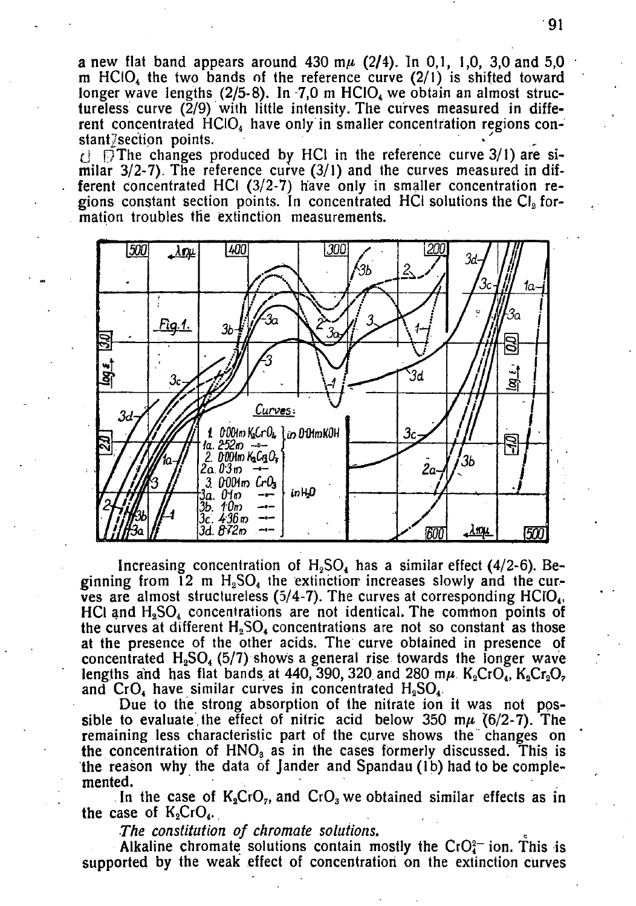a new flat band appears around 430 mμ (2/4). In 0,1, 1,0, 3,0 and 5,0 m $HClO_4$ the two bands of the reference curve (2/1) is shifted toward longer wave lengths (2/5-8). In 7,0 m $HClO_4$ we obtain an almost structureless curve (2/9) with little intensity. The curves measured in different concentrated $HClO_4$ have only in smaller concentration regions constant section points.

The changes produced by HCl in the reference curve 3/1) are similar 3/2-7). The reference curve (3/1) and the curves measured in different concentrated HCl (3/2-7) have only in smaller concentration regions constant section points. In concentrated HCl solutions the $Cl_2$ formation troubles the extinction measurements.

Fig. 1.

Curves:
1. 0·001m $K_2CrO_4$ in 0·01m KOH
1a. 2·52m
2. 0·001m $K_2Cr_2O_7$
2a. 0·3m
3. 0·001m $CrO_3$ in $H_2O$
3a. 0·1m
3b. 1·0m
3c. 4·36m
3d. 8·72m

Increasing concentration of $H_2SO_4$ has a similar effect (4/2-6). Beginning from 12 m $H_2SO_4$ the extinction increases slowly and the curves are almost structureless (5/4-7). The curves at corresponding $HClO_4$, HCl and $H_2SO_4$ concentrations are not identical. The common points of the curves at different $H_2SO_4$ concentrations are not so constant as those at the presence of the other acids. The curve obtained in presence of concentrated $H_2SO_4$ (5/7) shows a general rise towards the longer wave lengths and has flat bands at 440, 390, 320 and 280 mμ. $K_2CrO_4$, $K_2Cr_2O_7$ and $CrO_4$ have similar curves in concentrated $H_2SO_4$.

Due to the strong absorption of the nitrate ion it was not possible to evaluate the effect of nitric acid below 350 mμ (6/2-7). The remaining less characteristic part of the curve shows the changes on the concentration of $HNO_3$ as in the cases formerly discussed. This is the reason why the data of Jander and Spandau (1b) had to be complemented.

In the case of $K_2CrO_7$, and $CrO_3$ we obtained similar effects as in the case of $K_2CrO_4$.

*The constitution of chromate solutions.*

Alkaline chromate solutions contain mostly the $CrO_4^{2-}$ ion. This is supported by the weak effect of concentration on the extinction curves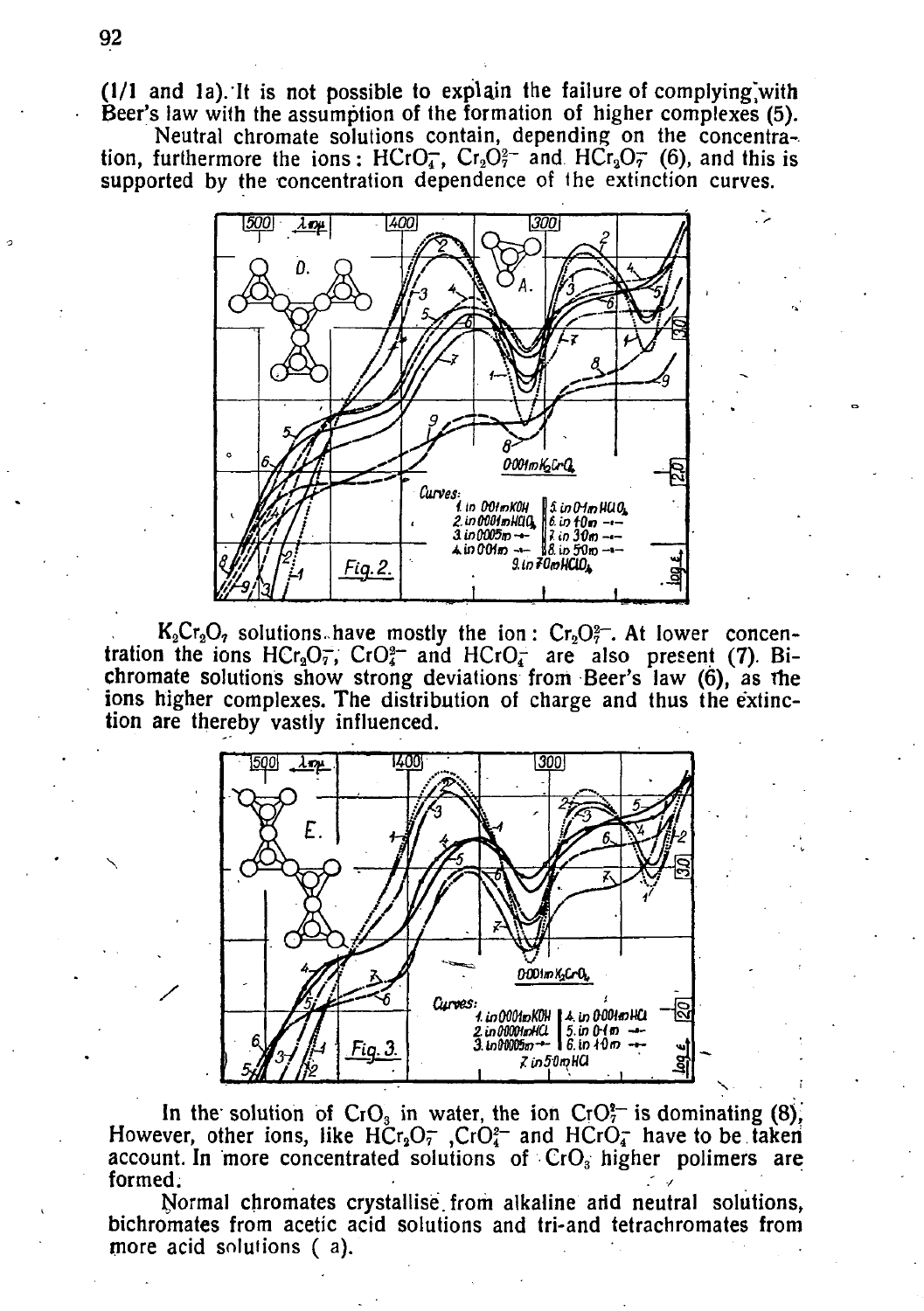(1/1 and 1a). It is not possible to explain the failure of complying with Beer's law with the assumption of the formation of higher complexes (5).

Neutral chromate solutions contain, depending on the concentration, furthermore the ions: $HCrO_4^-$, $Cr_2O_7^{2-}$ and $HCr_2O_7^-$ (6), and this is supported by the concentration dependence of the extinction curves.

Curves:
1. in 0.01m KOH
2. in 0.001m $HClO_4$
3. in 0.005m -"-
4. in 0.01m -"-
5. in 0.1m $HClO_4$
6. in 1.0m -"-
7. in 3.0m -"-
8. in 5.0m -"-
9. in 7.0m $HClO_4$

0.001m $K_2CrO_4$

Fig. 2.

$K_2Cr_2O_7$ solutions have mostly the ion: $Cr_2O_7^{2-}$. At lower concentration the ions $HCr_2O_7^-$, $CrO_4^{2-}$ and $HCrO_4^-$ are also present (7). Bichromate solutions show strong deviations from Beer's law (6), as the ions higher complexes. The distribution of charge and thus the extinction are thereby vastly influenced.

Curves:
1. in 0.001m KOH
2. in 0.0001m HCl
3. in 0.0005m -"-
4. in 0.001m HCl
5. in 0.1m -"-
6. in 1.0m -"-
7. in 5.0m HCl

0.001m $K_2Cr_2O_7$

Fig. 3.

In the solution of $CrO_3$ in water, the ion $CrO_7^{2-}$ is dominating (8). However, other ions, like $HCr_2O_7^-$, $CrO_4^{2-}$ and $HCrO_4^-$ have to be taken account. In more concentrated solutions of $CrO_3$ higher polimers are formed.

Normal chromates crystallise from alkaline and neutral solutions, bichromates from acetic acid solutions and tri-and tetrachromates from more acid solutions ( a).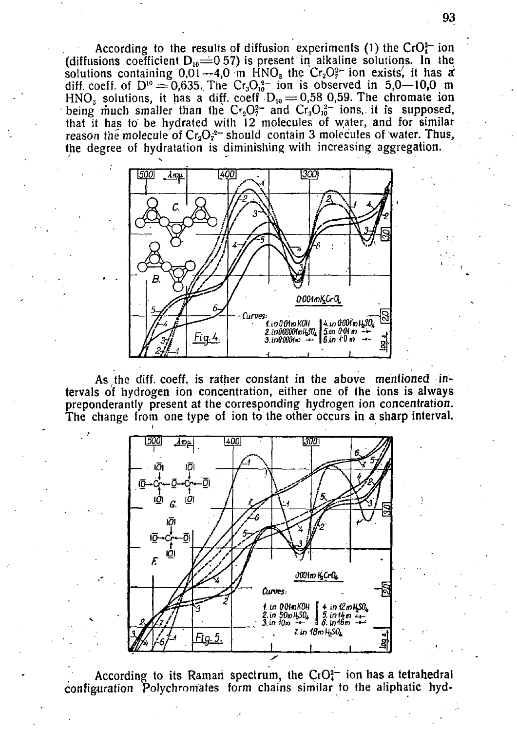According to the results of diffusion experiments (1) the $CrO_4^{2-}$ ion (diffusions coefficient $D_{10}$=0 57) is present in alkaline solutions. In the solutions containing 0,01—4,0 m $HNO_3$ the $Cr_2O_7^{2-}$ ion exists, it has a diff. coeff. of $D^{10}$ = 0,635. The $Cr_3O_{10}^{2-}$ ion is observed in 5,0—10,0 m $HNO_3$ solutions, it has a diff. coeff $D_{10}$ = 0,58 0,59. The chromate ion being much smaller than the $Cr_2O_7^{2-}$ and $Cr_3O_{10}^{2-}$ ions, it is supposed, that it has to be hydrated with 12 molecules of water, and for similar reason the molecule of $Cr_2O_7^{2-}$ should contain 3 molecules of water. Thus, the degree of hydratation is diminishing with increasing aggregation.

Fig. 4. $0{\cdot}001m\,K_2CrO_4$. Curves: 1. in 0·01m KOH; 2. in 0·00001m $H_2SO_4$; 3. in 0·0001m; 4. in 0·001m $H_2SO_4$; 5. in 0·01 m; 6. in 1·0 m

As the diff. coeff. is rather constant in the above mentioned intervals of hydrogen ion concentration, either one of the ions is always preponderantly present at the corresponding hydrogen ion concentration. The change from one type of ion to the other occurs in a sharp interval.

Fig. 5. $0{\cdot}001m\,K_2CrO_4$. Curves: 1. in 0·01m KOH; 2. in 5·0m $H_2SO_4$; 3. in 10m; 4. in 12m $H_2SO_4$; 5. in 14m; 6. in 16m; 7. in 18m $H_2SO_4$

According to its Raman spectrum, the $CrO_4^{2-}$ ion has a tetrahedral configuration Polychromates form chains similar to the aliphatic hyd-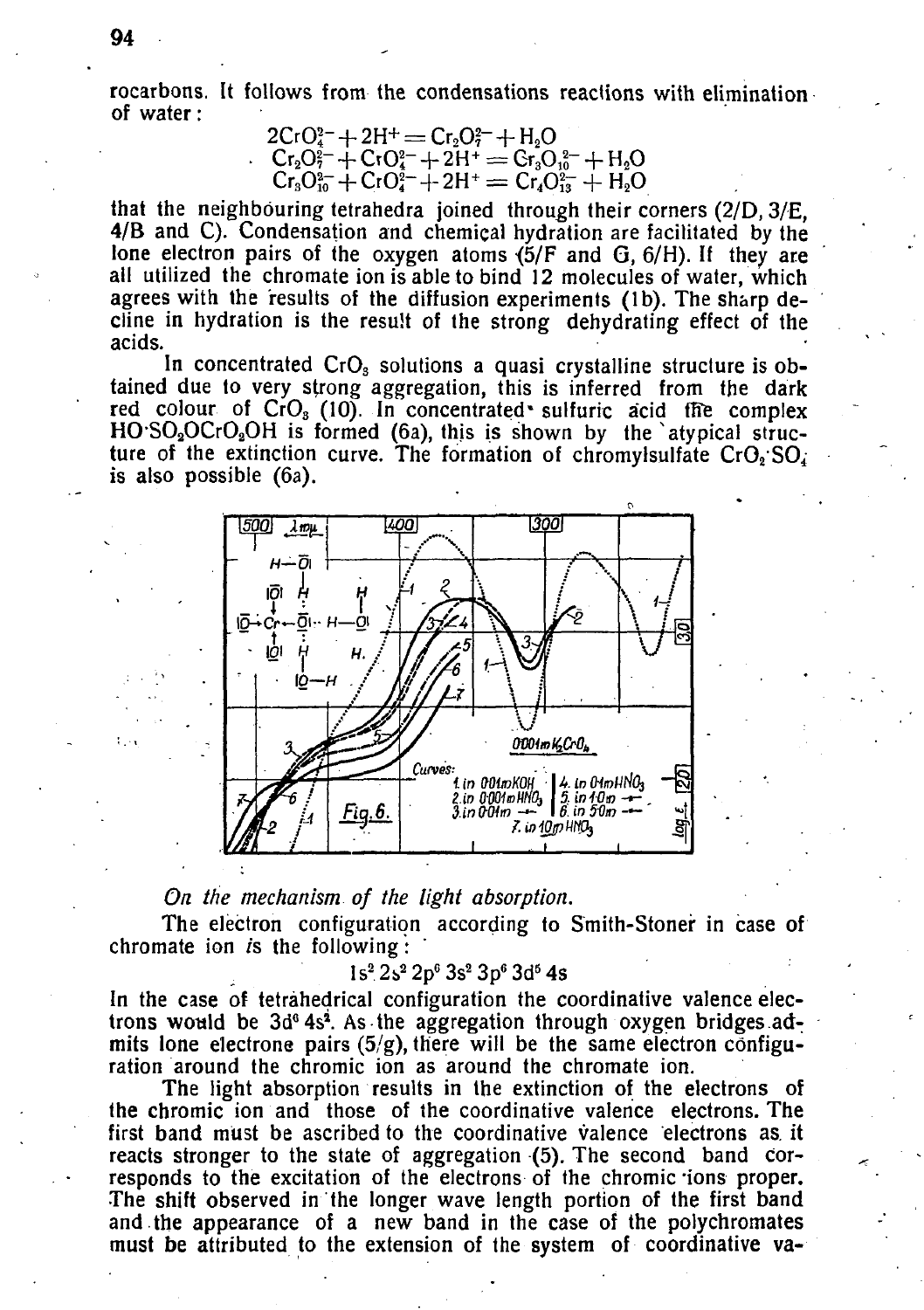rocarbons. It follows from the condensations reactions with elimination of water:

$$2CrO_4^{2-} + 2H^+ = Cr_2O_7^{2-} + H_2O$$
$$Cr_2O_7^{2-} + CrO_4^{2-} + 2H^+ = Cr_3O_{10}^{2-} + H_2O$$
$$Cr_3O_{10}^{2-} + CrO_4^{2-} + 2H^+ = Cr_4O_{13}^{2-} + H_2O$$

that the neighbouring tetrahedra joined through their corners (2/D, 3/E, 4/B and C). Condensation and chemical hydration are facilitated by the lone electron pairs of the oxygen atoms (5/F and G, 6/H). If they are all utilized the chromate ion is able to bind 12 molecules of water, which agrees with the results of the diffusion experiments (1b). The sharp decline in hydration is the result of the strong dehydrating effect of the acids.

In concentrated $CrO_3$ solutions a quasi crystalline structure is obtained due to very strong aggregation, this is inferred from the dark red colour of $CrO_3$ (10). In concentrated sulfuric acid the complex $HO{\cdot}SO_2OCrO_2OH$ is formed (6a), this is shown by the atypical structure of the extinction curve. The formation of chromylsulfate $CrO_2{\cdot}SO_4$ is also possible (6a).

Fig. 6.

*On the mechanism of the light absorption.*

The electron configuration according to Smith-Stoner in case of chromate ion is the following:

$$1s^2\, 2s^2\, 2p^6\, 3s^2\, 3p^6\, 3d^5\, 4s$$

In the case of tetrahedrical configuration the coordinative valence electrons would be $3d^6 4s^2$. As the aggregation through oxygen bridges admits lone electrone pairs (5/g), there will be the same electron configuration around the chromic ion as around the chromate ion.

The light absorption results in the extinction of the electrons of the chromic ion and those of the coordinative valence electrons. The first band must be ascribed to the coordinative valence electrons as it reacts stronger to the state of aggregation (5). The second band corresponds to the excitation of the electrons of the chromic ions proper. The shift observed in the longer wave length portion of the first band and the appearance of a new band in the case of the polychromates must be attributed to the extension of the system of coordinative va-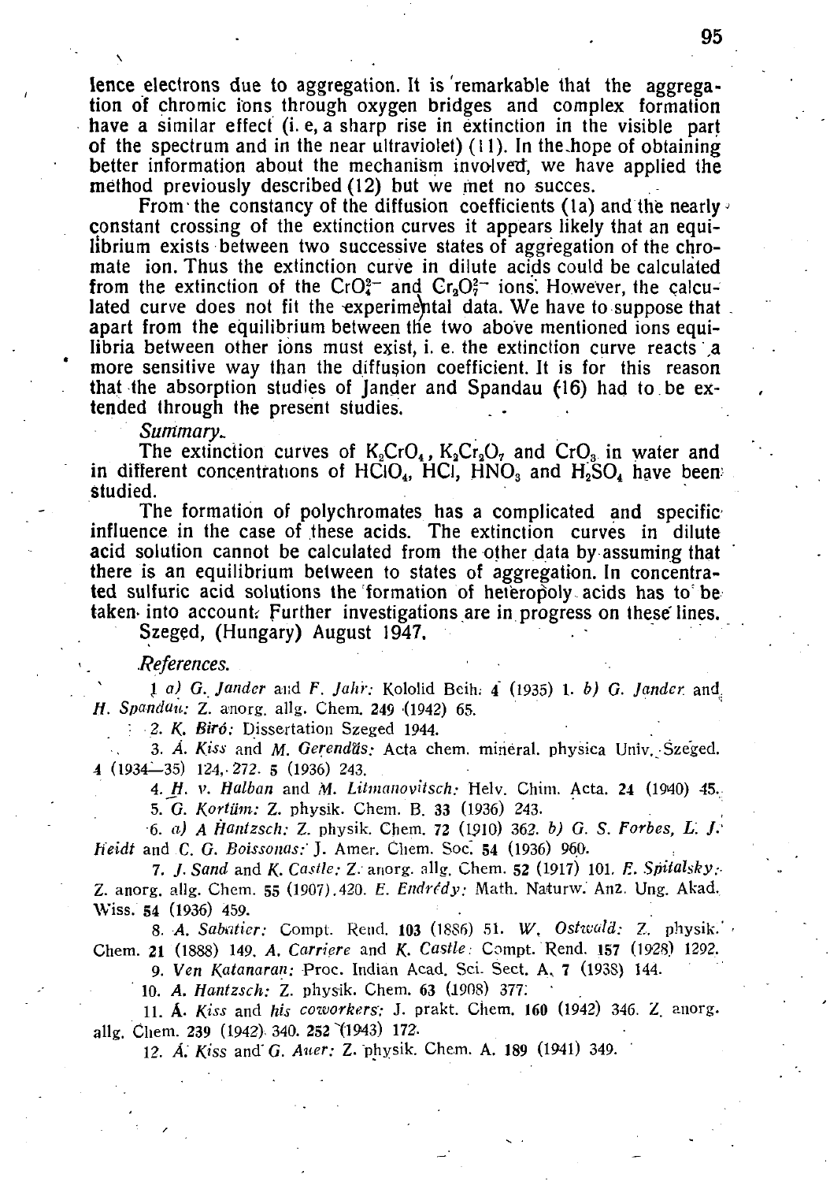lence electrons due to aggregation. It is remarkable that the aggregation of chromic ions through oxygen bridges and complex formation have a similar effect (i. e, a sharp rise in extinction in the visible part of the spectrum and in the near ultraviolet) (11). In the hope of obtaining better information about the mechanism involved, we have applied the method previously described (12) but we met no succes.

From the constancy of the diffusion coefficients (1a) and the nearly constant crossing of the extinction curves it appears likely that an equilibrium exists between two successive states of aggregation of the chromate ion. Thus the extinction curve in dilute acids could be calculated from the extinction of the $CrO_4^{2-}$ and $Cr_2O_7^{2-}$ ions. However, the calculated curve does not fit the experimental data. We have to suppose that apart from the equilibrium between the two above mentioned ions equilibria between other ions must exist, i. e. the extinction curve reacts a more sensitive way than the diffusion coefficient. It is for this reason that the absorption studies of Jander and Spandau (16) had to be extended through the present studies.

*Summary.*

The extinction curves of $K_2CrO_4$, $K_2Cr_2O_7$ and $CrO_3$ in water and in different concentrations of $HClO_4$, $HCl$, $HNO_3$ and $H_2SO_4$ have been studied.

The formation of polychromates has a complicated and specific influence in the case of these acids. The extinction curves in dilute acid solution cannot be calculated from the other data by assuming that there is an equilibrium between to states of aggregation. In concentrated sulfuric acid solutions the formation of heteropoly acids has to be taken into account. Further investigations are in progress on these lines.

Szeged, (Hungary) August 1947.

*References.*

1 *a) G. Jander* and *F. Jahr:* Kololid Beih. **4** (1935) 1. *b) G. Jander* and *H. Spandau:* Z. anorg. allg. Chem. **249** (1942) 65.

2. *K. Biró:* Dissertation Szeged 1944.

3. *Á. Kiss* and *M. Gerendás:* Acta chem. mineral. physica Univ. Szeged. **4** (1934—35) 124, 272. **5** (1936) 243.

4. *H. v. Halban* and *M. Litmanovitsch:* Helv. Chim. Acta. **24** (1940) 45.

5. *G. Kortüm:* Z. physik. Chem. B. **33** (1936) 243.

6. *a) A Hantzsch:* Z. physik. Chem. **72** (1910) 362. *b) G. S. Forbes, L. J. Heidt* and *C. G. Boissonas:* J. Amer. Chem. Soc. **54** (1936) 960.

7. *J. Sand* and *K. Castle:* Z. anorg. allg. Chem. **52** (1917) 101. *F. Spitalsky:* Z. anorg. allg. Chem. **55** (1907) 420. *E. Endrédy:* Math. Naturw. Anz. Ung. Akad. Wiss. **54** (1936) 459.

8. *A. Sabatier:* Compt. Rend. **103** (1886) 51. *W. Ostwald:* Z. physik. Chem. **21** (1888) 149. *A. Carriere* and *K. Castle:* Compt. Rend. **157** (1928) 1292.

9. *Ven Katanaran:* Proc. Indian Acad. Sci. Sect. A, **7** (1938) 144.

10. *A. Hantzsch:* Z. physik. Chem. **63** (1908) 377.

11. *Á. Kiss* and *his coworkers:* J. prakt. Chem. **160** (1942) 346. Z. anorg. allg. Chem. **239** (1942) 340. **252** (1943) 172.

12. *Á. Kiss* and *G. Auer:* Z. physik. Chem. A. **189** (1941) 349.